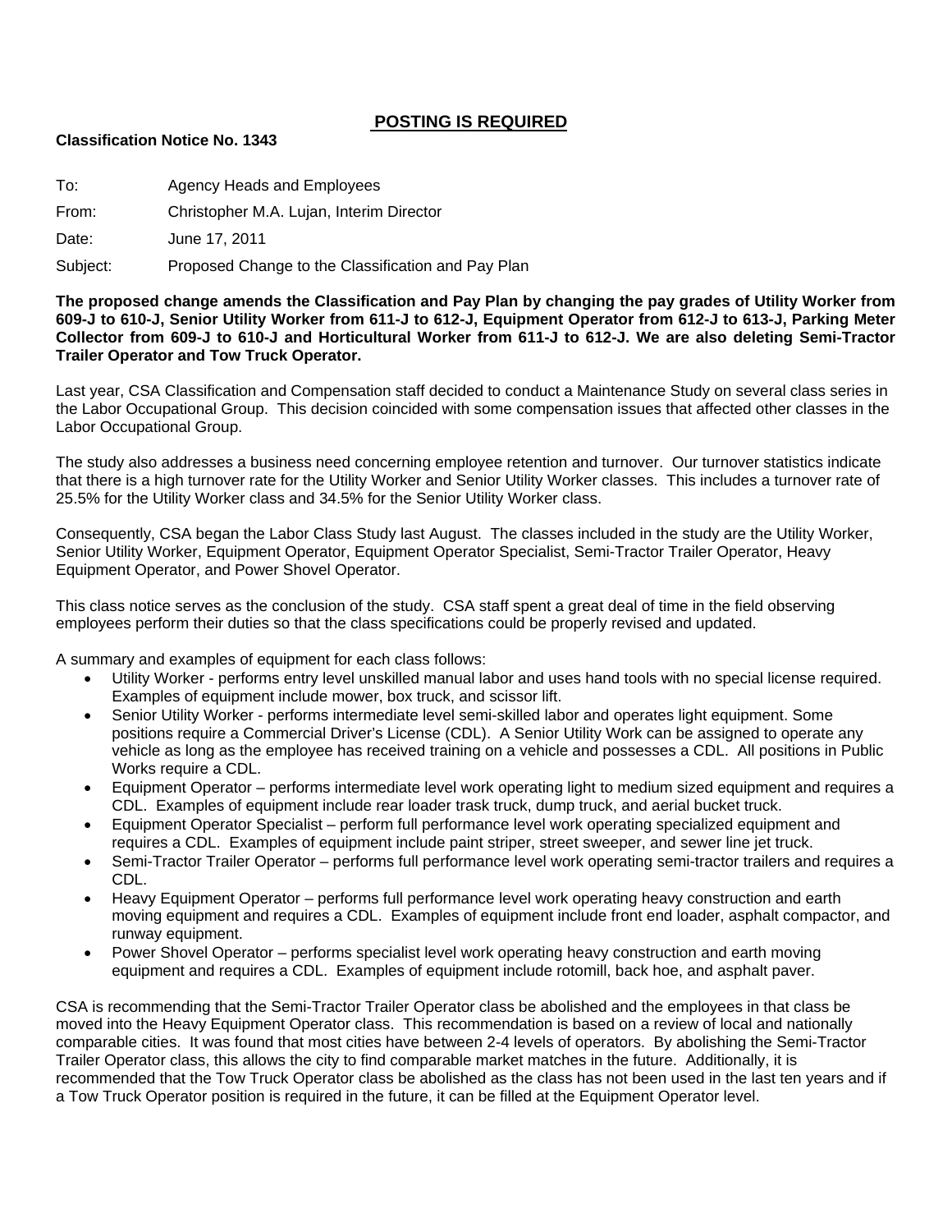## POSTING IS REQUIRED

**Classification Notice No. 1343**

To: Agency Heads and Employees

From: Christopher M.A. Lujan, Interim Director

Date: June 17, 2011

Subject: Proposed Change to the Classification and Pay Plan

**The proposed change amends the Classification and Pay Plan by changing the pay grades of Utility Worker from 609-J to 610-J, Senior Utility Worker from 611-J to 612-J, Equipment Operator from 612-J to 613-J, Parking Meter Collector from 609-J to 610-J and Horticultural Worker from 611-J to 612-J. We are also deleting Semi-Tractor Trailer Operator and Tow Truck Operator.**

Last year, CSA Classification and Compensation staff decided to conduct a Maintenance Study on several class series in the Labor Occupational Group. This decision coincided with some compensation issues that affected other classes in the Labor Occupational Group.

The study also addresses a business need concerning employee retention and turnover. Our turnover statistics indicate that there is a high turnover rate for the Utility Worker and Senior Utility Worker classes. This includes a turnover rate of 25.5% for the Utility Worker class and 34.5% for the Senior Utility Worker class.

Consequently, CSA began the Labor Class Study last August. The classes included in the study are the Utility Worker, Senior Utility Worker, Equipment Operator, Equipment Operator Specialist, Semi-Tractor Trailer Operator, Heavy Equipment Operator, and Power Shovel Operator.

This class notice serves as the conclusion of the study. CSA staff spent a great deal of time in the field observing employees perform their duties so that the class specifications could be properly revised and updated.

A summary and examples of equipment for each class follows:

- Utility Worker - performs entry level unskilled manual labor and uses hand tools with no special license required. Examples of equipment include mower, box truck, and scissor lift.
- Senior Utility Worker - performs intermediate level semi-skilled labor and operates light equipment. Some positions require a Commercial Driver's License (CDL). A Senior Utility Work can be assigned to operate any vehicle as long as the employee has received training on a vehicle and possesses a CDL. All positions in Public Works require a CDL.
- Equipment Operator – performs intermediate level work operating light to medium sized equipment and requires a CDL. Examples of equipment include rear loader trask truck, dump truck, and aerial bucket truck.
- Equipment Operator Specialist – perform full performance level work operating specialized equipment and requires a CDL. Examples of equipment include paint striper, street sweeper, and sewer line jet truck.
- Semi-Tractor Trailer Operator – performs full performance level work operating semi-tractor trailers and requires a CDL.
- Heavy Equipment Operator – performs full performance level work operating heavy construction and earth moving equipment and requires a CDL. Examples of equipment include front end loader, asphalt compactor, and runway equipment.
- Power Shovel Operator – performs specialist level work operating heavy construction and earth moving equipment and requires a CDL. Examples of equipment include rotomill, back hoe, and asphalt paver.

CSA is recommending that the Semi-Tractor Trailer Operator class be abolished and the employees in that class be moved into the Heavy Equipment Operator class. This recommendation is based on a review of local and nationally comparable cities. It was found that most cities have between 2-4 levels of operators. By abolishing the Semi-Tractor Trailer Operator class, this allows the city to find comparable market matches in the future. Additionally, it is recommended that the Tow Truck Operator class be abolished as the class has not been used in the last ten years and if a Tow Truck Operator position is required in the future, it can be filled at the Equipment Operator level.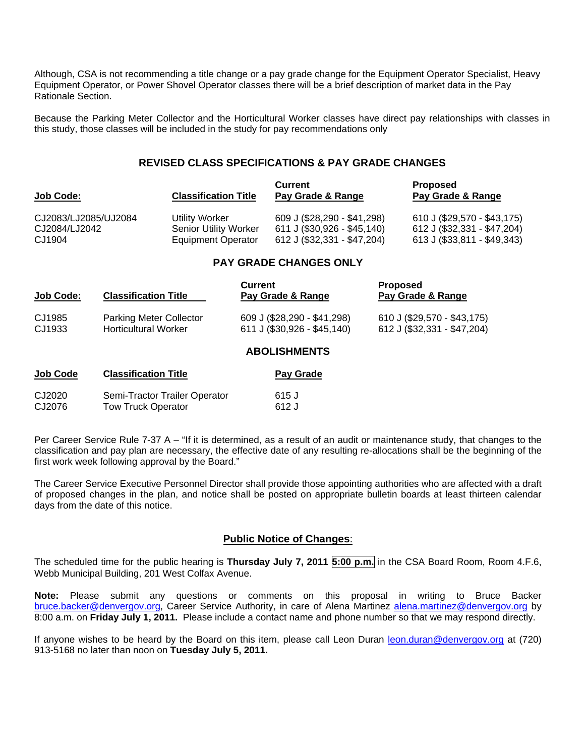Although, CSA is not recommending a title change or a pay grade change for the Equipment Operator Specialist, Heavy Equipment Operator, or Power Shovel Operator classes there will be a brief description of market data in the Pay Rationale Section.

Because the Parking Meter Collector and the Horticultural Worker classes have direct pay relationships with classes in this study, those classes will be included in the study for pay recommendations only

## REVISED CLASS SPECIFICATIONS & PAY GRADE CHANGES

| Job Code: | Classification Title | Current Pay Grade & Range | Proposed Pay Grade & Range |
|---|---|---|---|
| CJ2083/LJ2085/UJ2084 | Utility Worker | 609 J ($28,290 - $41,298) | 610 J ($29,570 - $43,175) |
| CJ2084/LJ2042 | Senior Utility Worker | 611 J ($30,926 - $45,140) | 612 J ($32,331 - $47,204) |
| CJ1904 | Equipment Operator | 612 J ($32,331 - $47,204) | 613 J ($33,811 - $49,343) |

## PAY GRADE CHANGES ONLY

| Job Code: | Classification Title | Current Pay Grade & Range | Proposed Pay Grade & Range |
|---|---|---|---|
| CJ1985 | Parking Meter Collector | 609 J ($28,290 - $41,298) | 610 J ($29,570 - $43,175) |
| CJ1933 | Horticultural Worker | 611 J ($30,926 - $45,140) | 612 J ($32,331 - $47,204) |

## ABOLISHMENTS

| Job Code | Classification Title | Pay Grade |
|---|---|---|
| CJ2020 | Semi-Tractor Trailer Operator | 615 J |
| CJ2076 | Tow Truck Operator | 612 J |

Per Career Service Rule 7-37 A – "If it is determined, as a result of an audit or maintenance study, that changes to the classification and pay plan are necessary, the effective date of any resulting re-allocations shall be the beginning of the first work week following approval by the Board."

The Career Service Executive Personnel Director shall provide those appointing authorities who are affected with a draft of proposed changes in the plan, and notice shall be posted on appropriate bulletin boards at least thirteen calendar days from the date of this notice.

## Public Notice of Changes:

The scheduled time for the public hearing is **Thursday July 7, 2011 5:00 p.m.** in the CSA Board Room, Room 4.F.6, Webb Municipal Building, 201 West Colfax Avenue.

**Note:** Please submit any questions or comments on this proposal in writing to Bruce Backer bruce.backer@denvergov.org, Career Service Authority, in care of Alena Martinez alena.martinez@denvergov.org by 8:00 a.m. on **Friday July 1, 2011.** Please include a contact name and phone number so that we may respond directly.

If anyone wishes to be heard by the Board on this item, please call Leon Duran leon.duran@denvergov.org at (720) 913-5168 no later than noon on **Tuesday July 5, 2011.**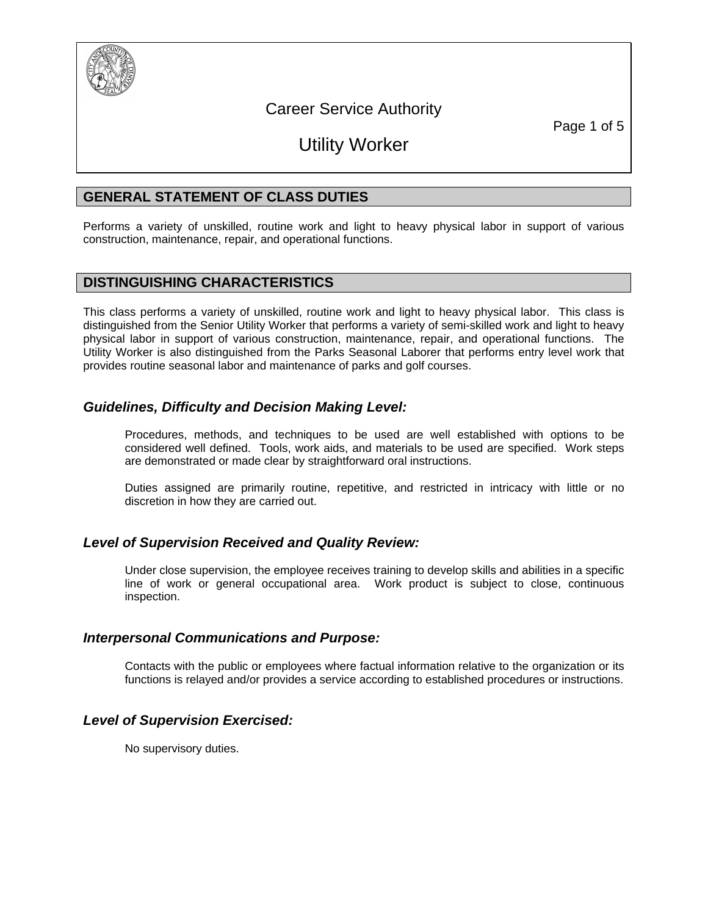Career Service Authority

# Utility Worker

## GENERAL STATEMENT OF CLASS DUTIES

Performs a variety of unskilled, routine work and light to heavy physical labor in support of various construction, maintenance, repair, and operational functions.

## DISTINGUISHING CHARACTERISTICS

This class performs a variety of unskilled, routine work and light to heavy physical labor. This class is distinguished from the Senior Utility Worker that performs a variety of semi-skilled work and light to heavy physical labor in support of various construction, maintenance, repair, and operational functions. The Utility Worker is also distinguished from the Parks Seasonal Laborer that performs entry level work that provides routine seasonal labor and maintenance of parks and golf courses.

### *Guidelines, Difficulty and Decision Making Level:*

Procedures, methods, and techniques to be used are well established with options to be considered well defined. Tools, work aids, and materials to be used are specified. Work steps are demonstrated or made clear by straightforward oral instructions.

Duties assigned are primarily routine, repetitive, and restricted in intricacy with little or no discretion in how they are carried out.

### *Level of Supervision Received and Quality Review:*

Under close supervision, the employee receives training to develop skills and abilities in a specific line of work or general occupational area. Work product is subject to close, continuous inspection.

### *Interpersonal Communications and Purpose:*

Contacts with the public or employees where factual information relative to the organization or its functions is relayed and/or provides a service according to established procedures or instructions.

### *Level of Supervision Exercised:*

No supervisory duties.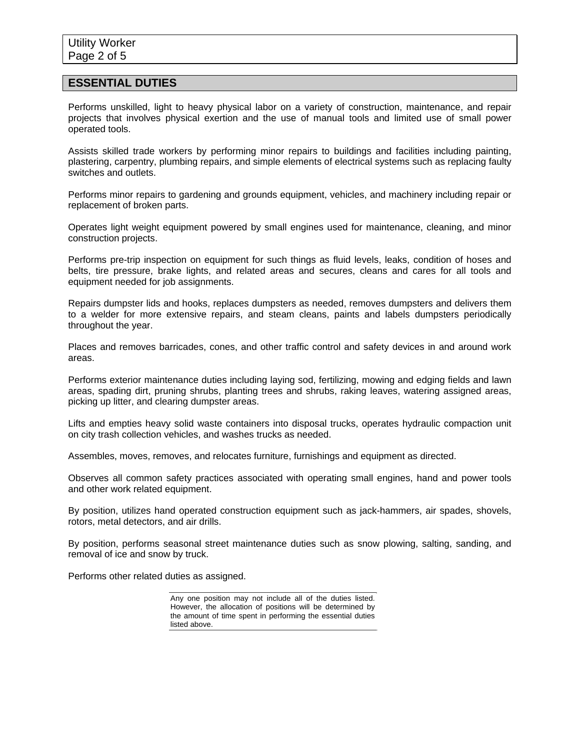## ESSENTIAL DUTIES

Performs unskilled, light to heavy physical labor on a variety of construction, maintenance, and repair projects that involves physical exertion and the use of manual tools and limited use of small power operated tools.

Assists skilled trade workers by performing minor repairs to buildings and facilities including painting, plastering, carpentry, plumbing repairs, and simple elements of electrical systems such as replacing faulty switches and outlets.

Performs minor repairs to gardening and grounds equipment, vehicles, and machinery including repair or replacement of broken parts.

Operates light weight equipment powered by small engines used for maintenance, cleaning, and minor construction projects.

Performs pre-trip inspection on equipment for such things as fluid levels, leaks, condition of hoses and belts, tire pressure, brake lights, and related areas and secures, cleans and cares for all tools and equipment needed for job assignments.

Repairs dumpster lids and hooks, replaces dumpsters as needed, removes dumpsters and delivers them to a welder for more extensive repairs, and steam cleans, paints and labels dumpsters periodically throughout the year.

Places and removes barricades, cones, and other traffic control and safety devices in and around work areas.

Performs exterior maintenance duties including laying sod, fertilizing, mowing and edging fields and lawn areas, spading dirt, pruning shrubs, planting trees and shrubs, raking leaves, watering assigned areas, picking up litter, and clearing dumpster areas.

Lifts and empties heavy solid waste containers into disposal trucks, operates hydraulic compaction unit on city trash collection vehicles, and washes trucks as needed.

Assembles, moves, removes, and relocates furniture, furnishings and equipment as directed.

Observes all common safety practices associated with operating small engines, hand and power tools and other work related equipment.

By position, utilizes hand operated construction equipment such as jack-hammers, air spades, shovels, rotors, metal detectors, and air drills.

By position, performs seasonal street maintenance duties such as snow plowing, salting, sanding, and removal of ice and snow by truck.

Performs other related duties as assigned.

Any one position may not include all of the duties listed. However, the allocation of positions will be determined by the amount of time spent in performing the essential duties listed above.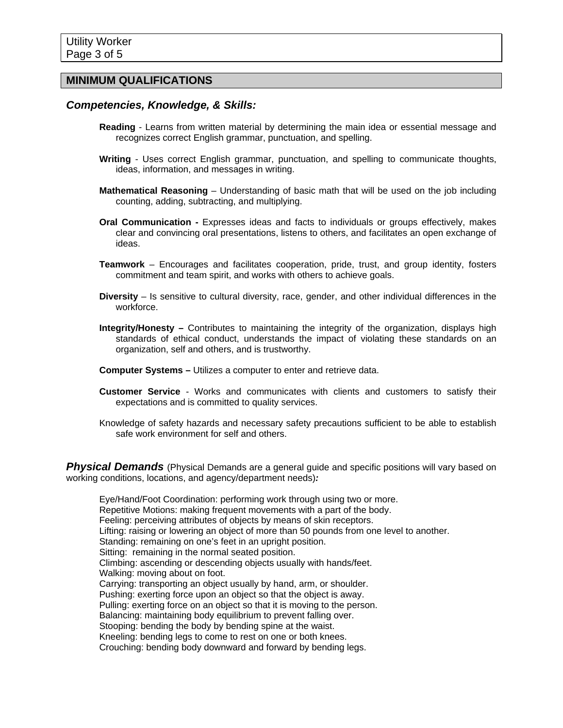## MINIMUM QUALIFICATIONS

### *Competencies, Knowledge, & Skills:*

**Reading** - Learns from written material by determining the main idea or essential message and recognizes correct English grammar, punctuation, and spelling.

**Writing** - Uses correct English grammar, punctuation, and spelling to communicate thoughts, ideas, information, and messages in writing.

**Mathematical Reasoning** – Understanding of basic math that will be used on the job including counting, adding, subtracting, and multiplying.

**Oral Communication -** Expresses ideas and facts to individuals or groups effectively, makes clear and convincing oral presentations, listens to others, and facilitates an open exchange of ideas.

**Teamwork** – Encourages and facilitates cooperation, pride, trust, and group identity, fosters commitment and team spirit, and works with others to achieve goals.

**Diversity** – Is sensitive to cultural diversity, race, gender, and other individual differences in the workforce.

**Integrity/Honesty –** Contributes to maintaining the integrity of the organization, displays high standards of ethical conduct, understands the impact of violating these standards on an organization, self and others, and is trustworthy.

**Computer Systems –** Utilizes a computer to enter and retrieve data.

**Customer Service** - Works and communicates with clients and customers to satisfy their expectations and is committed to quality services.

Knowledge of safety hazards and necessary safety precautions sufficient to be able to establish safe work environment for self and others.

***Physical Demands*** (Physical Demands are a general guide and specific positions will vary based on working conditions, locations, and agency/department needs)***:***

Eye/Hand/Foot Coordination: performing work through using two or more.
Repetitive Motions: making frequent movements with a part of the body.
Feeling: perceiving attributes of objects by means of skin receptors.
Lifting: raising or lowering an object of more than 50 pounds from one level to another.
Standing: remaining on one's feet in an upright position.
Sitting: remaining in the normal seated position.
Climbing: ascending or descending objects usually with hands/feet.
Walking: moving about on foot.
Carrying: transporting an object usually by hand, arm, or shoulder.
Pushing: exerting force upon an object so that the object is away.
Pulling: exerting force on an object so that it is moving to the person.
Balancing: maintaining body equilibrium to prevent falling over.
Stooping: bending the body by bending spine at the waist.
Kneeling: bending legs to come to rest on one or both knees.
Crouching: bending body downward and forward by bending legs.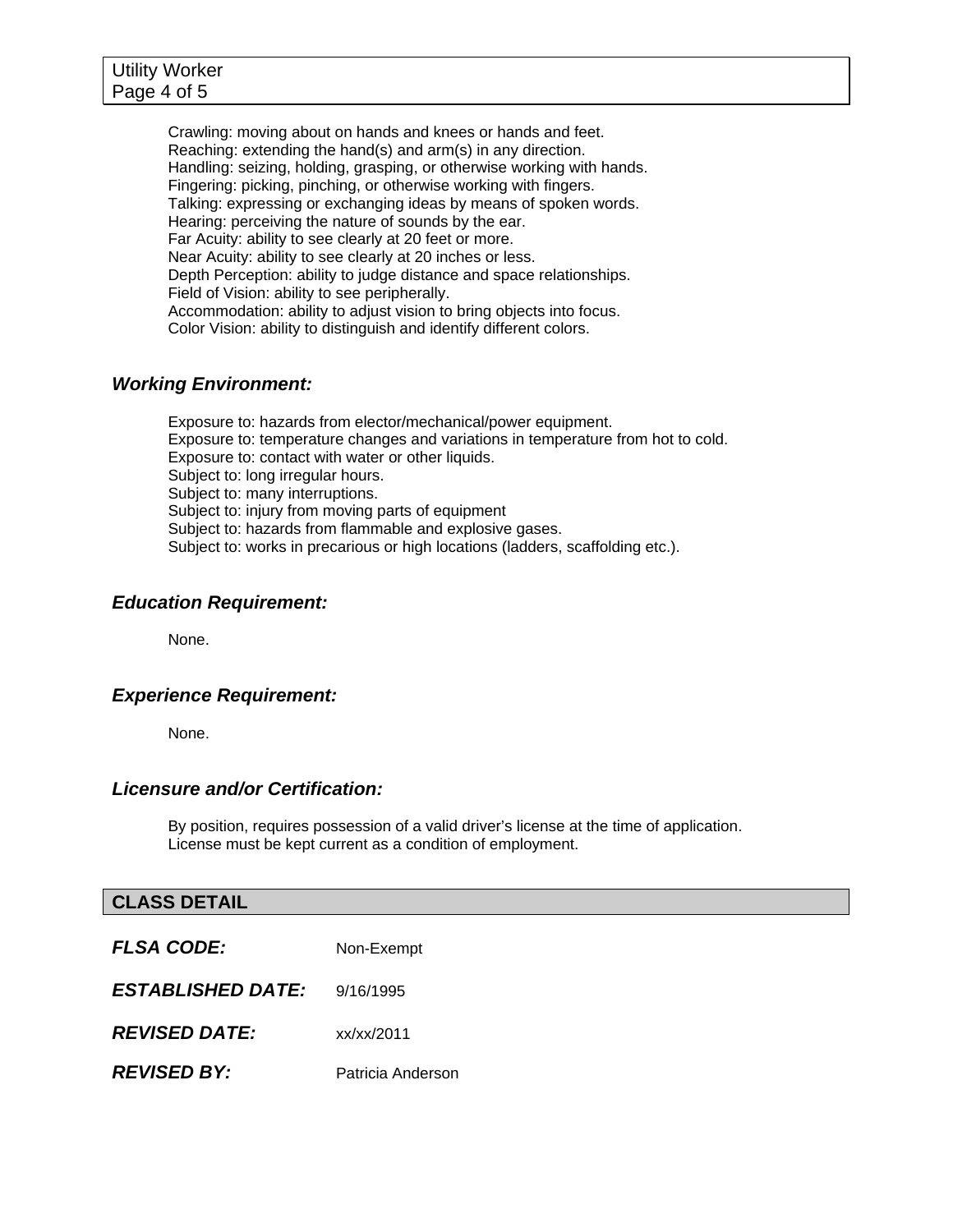Crawling: moving about on hands and knees or hands and feet.
Reaching: extending the hand(s) and arm(s) in any direction.
Handling: seizing, holding, grasping, or otherwise working with hands.
Fingering: picking, pinching, or otherwise working with fingers.
Talking: expressing or exchanging ideas by means of spoken words.
Hearing: perceiving the nature of sounds by the ear.
Far Acuity: ability to see clearly at 20 feet or more.
Near Acuity: ability to see clearly at 20 inches or less.
Depth Perception: ability to judge distance and space relationships.
Field of Vision: ability to see peripherally.
Accommodation: ability to adjust vision to bring objects into focus.
Color Vision: ability to distinguish and identify different colors.

### *Working Environment:*

Exposure to: hazards from elector/mechanical/power equipment.
Exposure to: temperature changes and variations in temperature from hot to cold.
Exposure to: contact with water or other liquids.
Subject to: long irregular hours.
Subject to: many interruptions.
Subject to: injury from moving parts of equipment
Subject to: hazards from flammable and explosive gases.
Subject to: works in precarious or high locations (ladders, scaffolding etc.).

### *Education Requirement:*

None.

### *Experience Requirement:*

None.

### *Licensure and/or Certification:*

By position, requires possession of a valid driver's license at the time of application. License must be kept current as a condition of employment.

## CLASS DETAIL

***FLSA CODE:*** Non-Exempt

***ESTABLISHED DATE:*** 9/16/1995

***REVISED DATE:*** xx/xx/2011

***REVISED BY:*** Patricia Anderson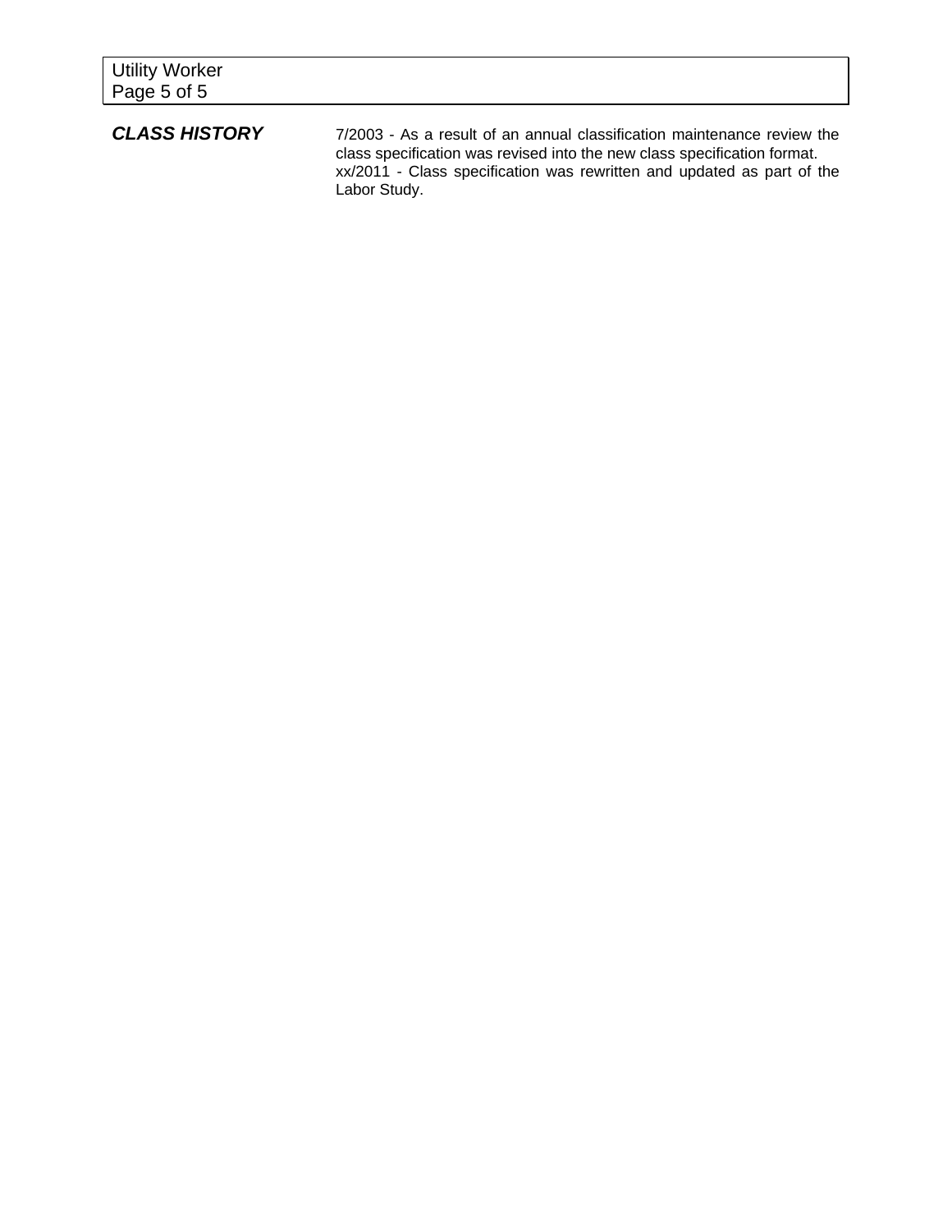## ***CLASS HISTORY***

7/2003 - As a result of an annual classification maintenance review the class specification was revised into the new class specification format.

xx/2011 - Class specification was rewritten and updated as part of the Labor Study.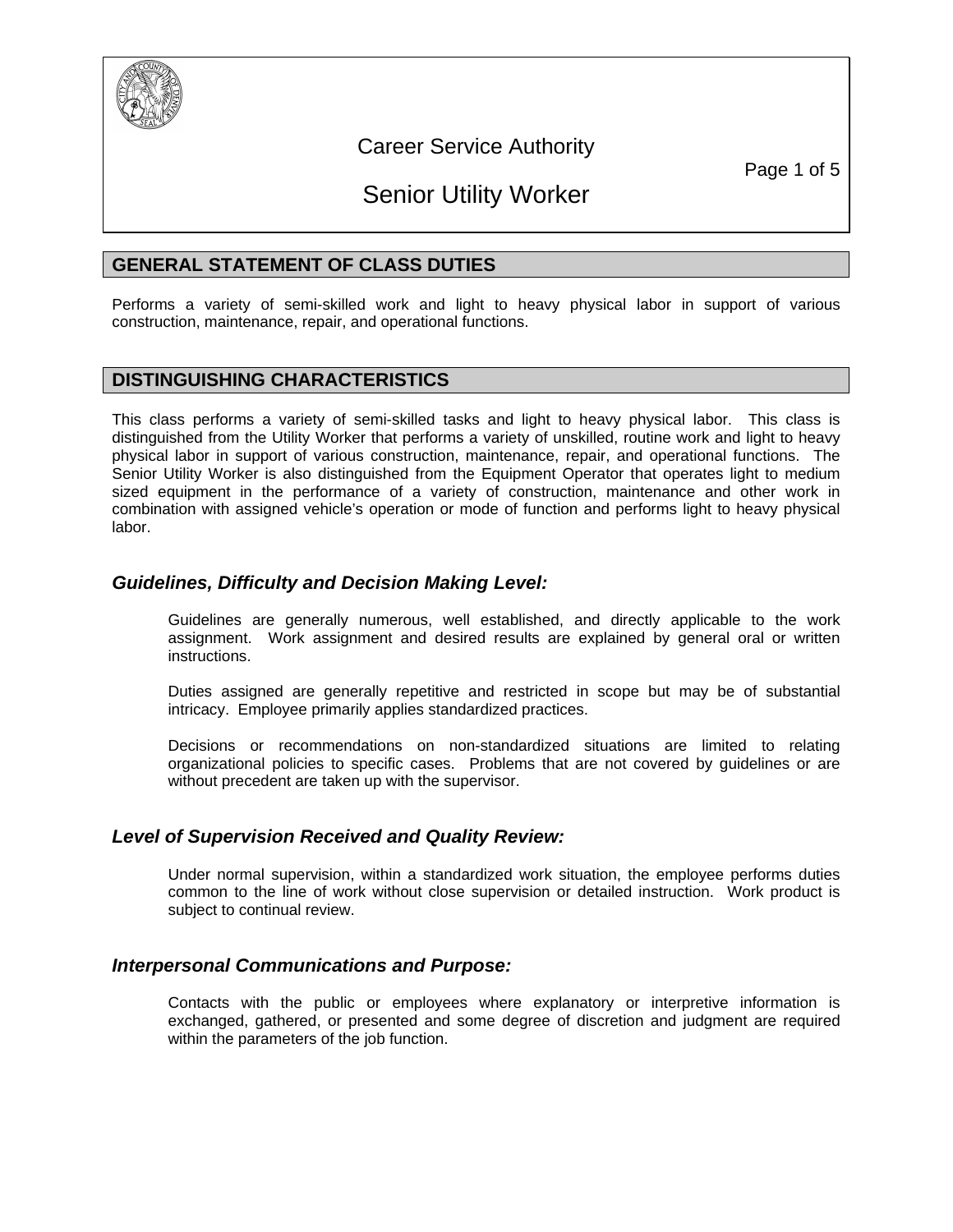# Career Service Authority

# Senior Utility Worker

## GENERAL STATEMENT OF CLASS DUTIES

Performs a variety of semi-skilled work and light to heavy physical labor in support of various construction, maintenance, repair, and operational functions.

## DISTINGUISHING CHARACTERISTICS

This class performs a variety of semi-skilled tasks and light to heavy physical labor. This class is distinguished from the Utility Worker that performs a variety of unskilled, routine work and light to heavy physical labor in support of various construction, maintenance, repair, and operational functions. The Senior Utility Worker is also distinguished from the Equipment Operator that operates light to medium sized equipment in the performance of a variety of construction, maintenance and other work in combination with assigned vehicle's operation or mode of function and performs light to heavy physical labor.

### *Guidelines, Difficulty and Decision Making Level:*

Guidelines are generally numerous, well established, and directly applicable to the work assignment. Work assignment and desired results are explained by general oral or written instructions.

Duties assigned are generally repetitive and restricted in scope but may be of substantial intricacy. Employee primarily applies standardized practices.

Decisions or recommendations on non-standardized situations are limited to relating organizational policies to specific cases. Problems that are not covered by guidelines or are without precedent are taken up with the supervisor.

### *Level of Supervision Received and Quality Review:*

Under normal supervision, within a standardized work situation, the employee performs duties common to the line of work without close supervision or detailed instruction. Work product is subject to continual review.

### *Interpersonal Communications and Purpose:*

Contacts with the public or employees where explanatory or interpretive information is exchanged, gathered, or presented and some degree of discretion and judgment are required within the parameters of the job function.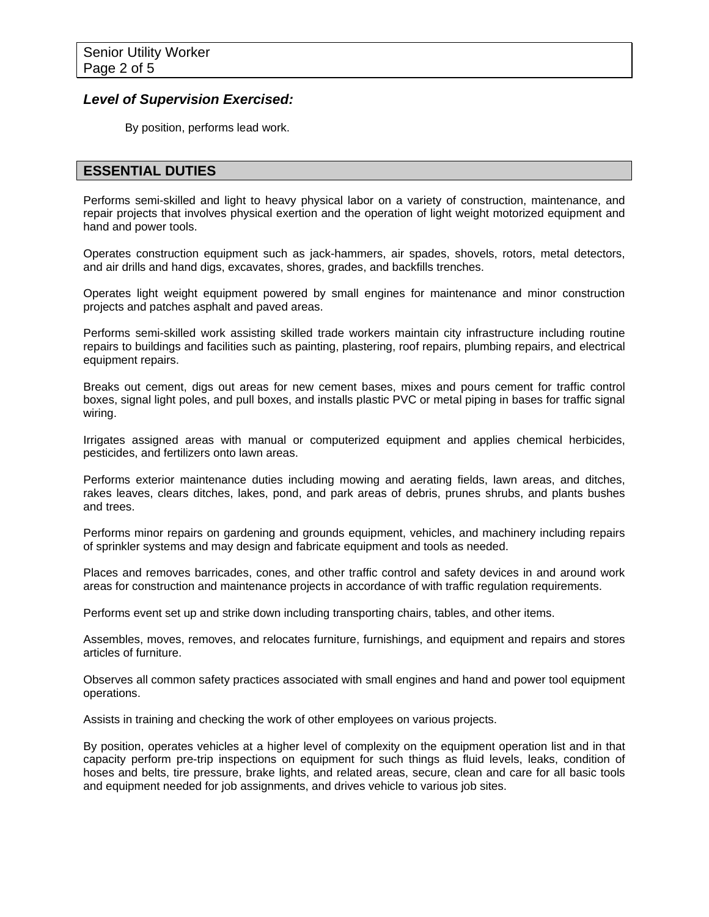### *Level of Supervision Exercised:*

By position, performs lead work.

## ESSENTIAL DUTIES

Performs semi-skilled and light to heavy physical labor on a variety of construction, maintenance, and repair projects that involves physical exertion and the operation of light weight motorized equipment and hand and power tools.

Operates construction equipment such as jack-hammers, air spades, shovels, rotors, metal detectors, and air drills and hand digs, excavates, shores, grades, and backfills trenches.

Operates light weight equipment powered by small engines for maintenance and minor construction projects and patches asphalt and paved areas.

Performs semi-skilled work assisting skilled trade workers maintain city infrastructure including routine repairs to buildings and facilities such as painting, plastering, roof repairs, plumbing repairs, and electrical equipment repairs.

Breaks out cement, digs out areas for new cement bases, mixes and pours cement for traffic control boxes, signal light poles, and pull boxes, and installs plastic PVC or metal piping in bases for traffic signal wiring.

Irrigates assigned areas with manual or computerized equipment and applies chemical herbicides, pesticides, and fertilizers onto lawn areas.

Performs exterior maintenance duties including mowing and aerating fields, lawn areas, and ditches, rakes leaves, clears ditches, lakes, pond, and park areas of debris, prunes shrubs, and plants bushes and trees.

Performs minor repairs on gardening and grounds equipment, vehicles, and machinery including repairs of sprinkler systems and may design and fabricate equipment and tools as needed.

Places and removes barricades, cones, and other traffic control and safety devices in and around work areas for construction and maintenance projects in accordance of with traffic regulation requirements.

Performs event set up and strike down including transporting chairs, tables, and other items.

Assembles, moves, removes, and relocates furniture, furnishings, and equipment and repairs and stores articles of furniture.

Observes all common safety practices associated with small engines and hand and power tool equipment operations.

Assists in training and checking the work of other employees on various projects.

By position, operates vehicles at a higher level of complexity on the equipment operation list and in that capacity perform pre-trip inspections on equipment for such things as fluid levels, leaks, condition of hoses and belts, tire pressure, brake lights, and related areas, secure, clean and care for all basic tools and equipment needed for job assignments, and drives vehicle to various job sites.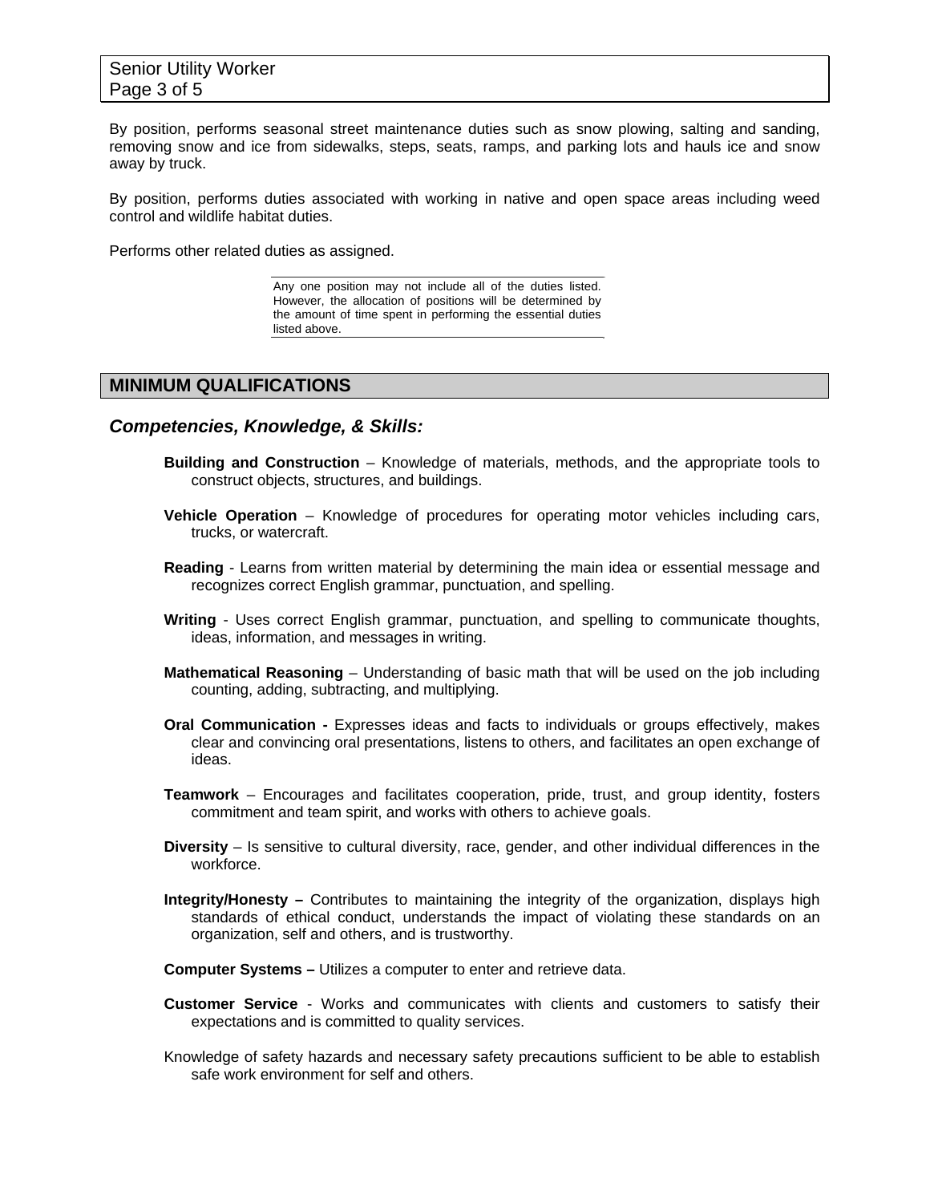By position, performs seasonal street maintenance duties such as snow plowing, salting and sanding, removing snow and ice from sidewalks, steps, seats, ramps, and parking lots and hauls ice and snow away by truck.

By position, performs duties associated with working in native and open space areas including weed control and wildlife habitat duties.

Performs other related duties as assigned.

Any one position may not include all of the duties listed. However, the allocation of positions will be determined by the amount of time spent in performing the essential duties listed above.

## MINIMUM QUALIFICATIONS

### *Competencies, Knowledge, & Skills:*

**Building and Construction** – Knowledge of materials, methods, and the appropriate tools to construct objects, structures, and buildings.

**Vehicle Operation** – Knowledge of procedures for operating motor vehicles including cars, trucks, or watercraft.

**Reading** - Learns from written material by determining the main idea or essential message and recognizes correct English grammar, punctuation, and spelling.

**Writing** - Uses correct English grammar, punctuation, and spelling to communicate thoughts, ideas, information, and messages in writing.

**Mathematical Reasoning** – Understanding of basic math that will be used on the job including counting, adding, subtracting, and multiplying.

**Oral Communication -** Expresses ideas and facts to individuals or groups effectively, makes clear and convincing oral presentations, listens to others, and facilitates an open exchange of ideas.

**Teamwork** – Encourages and facilitates cooperation, pride, trust, and group identity, fosters commitment and team spirit, and works with others to achieve goals.

**Diversity** – Is sensitive to cultural diversity, race, gender, and other individual differences in the workforce.

**Integrity/Honesty –** Contributes to maintaining the integrity of the organization, displays high standards of ethical conduct, understands the impact of violating these standards on an organization, self and others, and is trustworthy.

**Computer Systems –** Utilizes a computer to enter and retrieve data.

**Customer Service** - Works and communicates with clients and customers to satisfy their expectations and is committed to quality services.

Knowledge of safety hazards and necessary safety precautions sufficient to be able to establish safe work environment for self and others.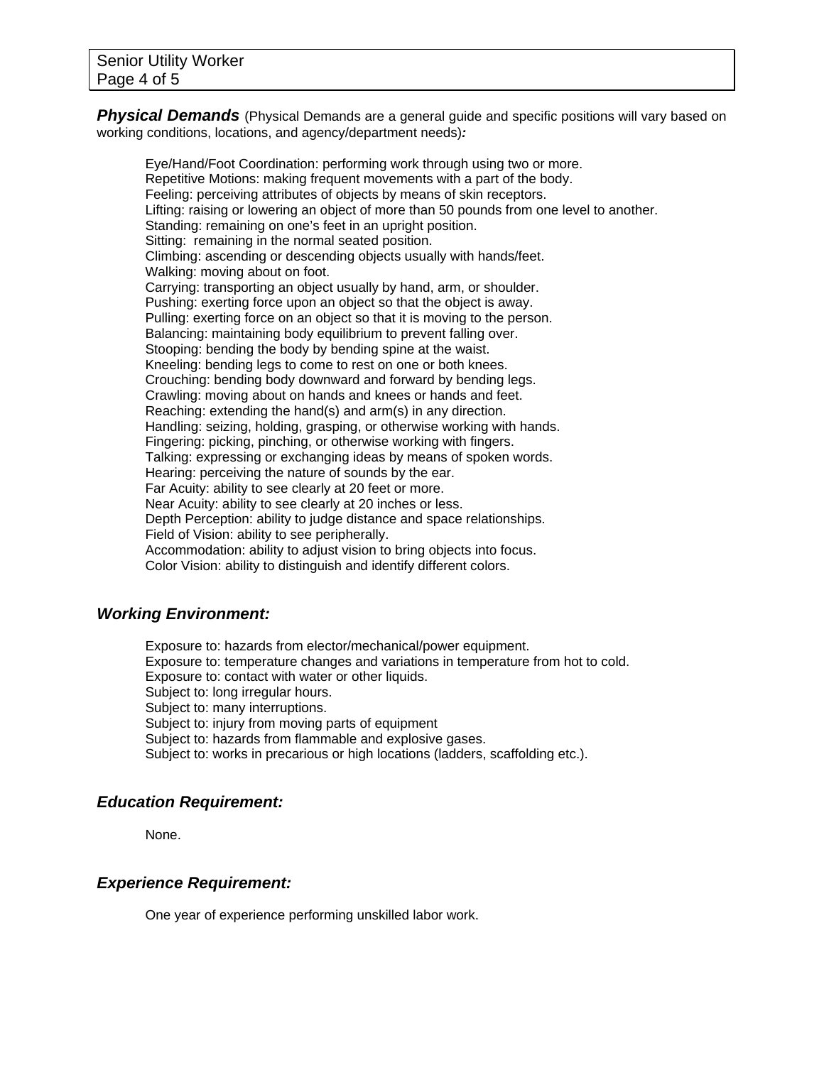***Physical Demands*** (Physical Demands are a general guide and specific positions will vary based on working conditions, locations, and agency/department needs)***:***

Eye/Hand/Foot Coordination: performing work through using two or more.
Repetitive Motions: making frequent movements with a part of the body.
Feeling: perceiving attributes of objects by means of skin receptors.
Lifting: raising or lowering an object of more than 50 pounds from one level to another.
Standing: remaining on one's feet in an upright position.
Sitting: remaining in the normal seated position.
Climbing: ascending or descending objects usually with hands/feet.
Walking: moving about on foot.
Carrying: transporting an object usually by hand, arm, or shoulder.
Pushing: exerting force upon an object so that the object is away.
Pulling: exerting force on an object so that it is moving to the person.
Balancing: maintaining body equilibrium to prevent falling over.
Stooping: bending the body by bending spine at the waist.
Kneeling: bending legs to come to rest on one or both knees.
Crouching: bending body downward and forward by bending legs.
Crawling: moving about on hands and knees or hands and feet.
Reaching: extending the hand(s) and arm(s) in any direction.
Handling: seizing, holding, grasping, or otherwise working with hands.
Fingering: picking, pinching, or otherwise working with fingers.
Talking: expressing or exchanging ideas by means of spoken words.
Hearing: perceiving the nature of sounds by the ear.
Far Acuity: ability to see clearly at 20 feet or more.
Near Acuity: ability to see clearly at 20 inches or less.
Depth Perception: ability to judge distance and space relationships.
Field of Vision: ability to see peripherally.
Accommodation: ability to adjust vision to bring objects into focus.
Color Vision: ability to distinguish and identify different colors.

### *Working Environment:*

Exposure to: hazards from elector/mechanical/power equipment.
Exposure to: temperature changes and variations in temperature from hot to cold.
Exposure to: contact with water or other liquids.
Subject to: long irregular hours.
Subject to: many interruptions.
Subject to: injury from moving parts of equipment
Subject to: hazards from flammable and explosive gases.
Subject to: works in precarious or high locations (ladders, scaffolding etc.).

### *Education Requirement:*

None.

### *Experience Requirement:*

One year of experience performing unskilled labor work.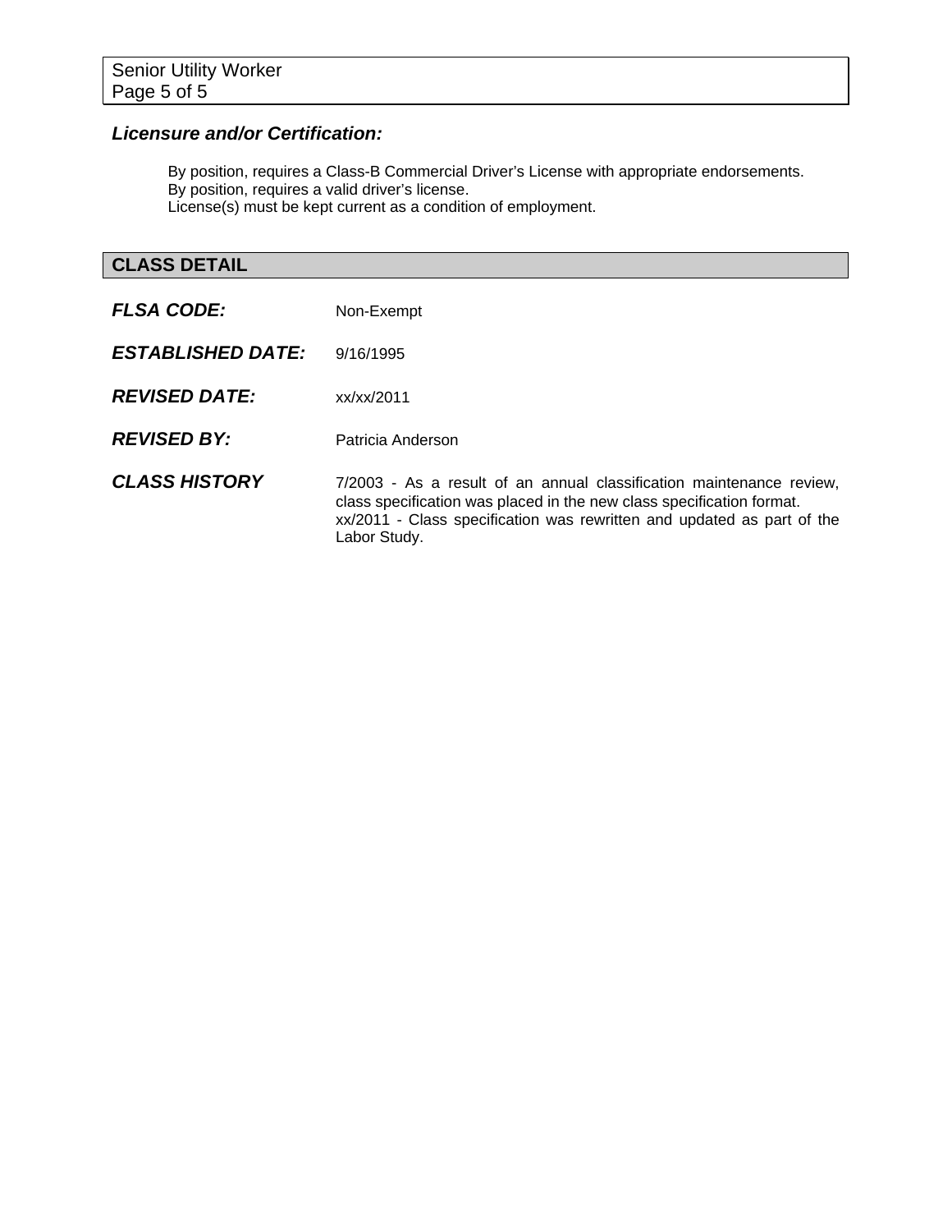### *Licensure and/or Certification:*

By position, requires a Class-B Commercial Driver's License with appropriate endorsements.
By position, requires a valid driver's license.
License(s) must be kept current as a condition of employment.

## CLASS DETAIL

***FLSA CODE:*** Non-Exempt

***ESTABLISHED DATE:*** 9/16/1995

***REVISED DATE:*** xx/xx/2011

***REVISED BY:*** Patricia Anderson

***CLASS HISTORY*** 7/2003 - As a result of an annual classification maintenance review, class specification was placed in the new class specification format.
xx/2011 - Class specification was rewritten and updated as part of the Labor Study.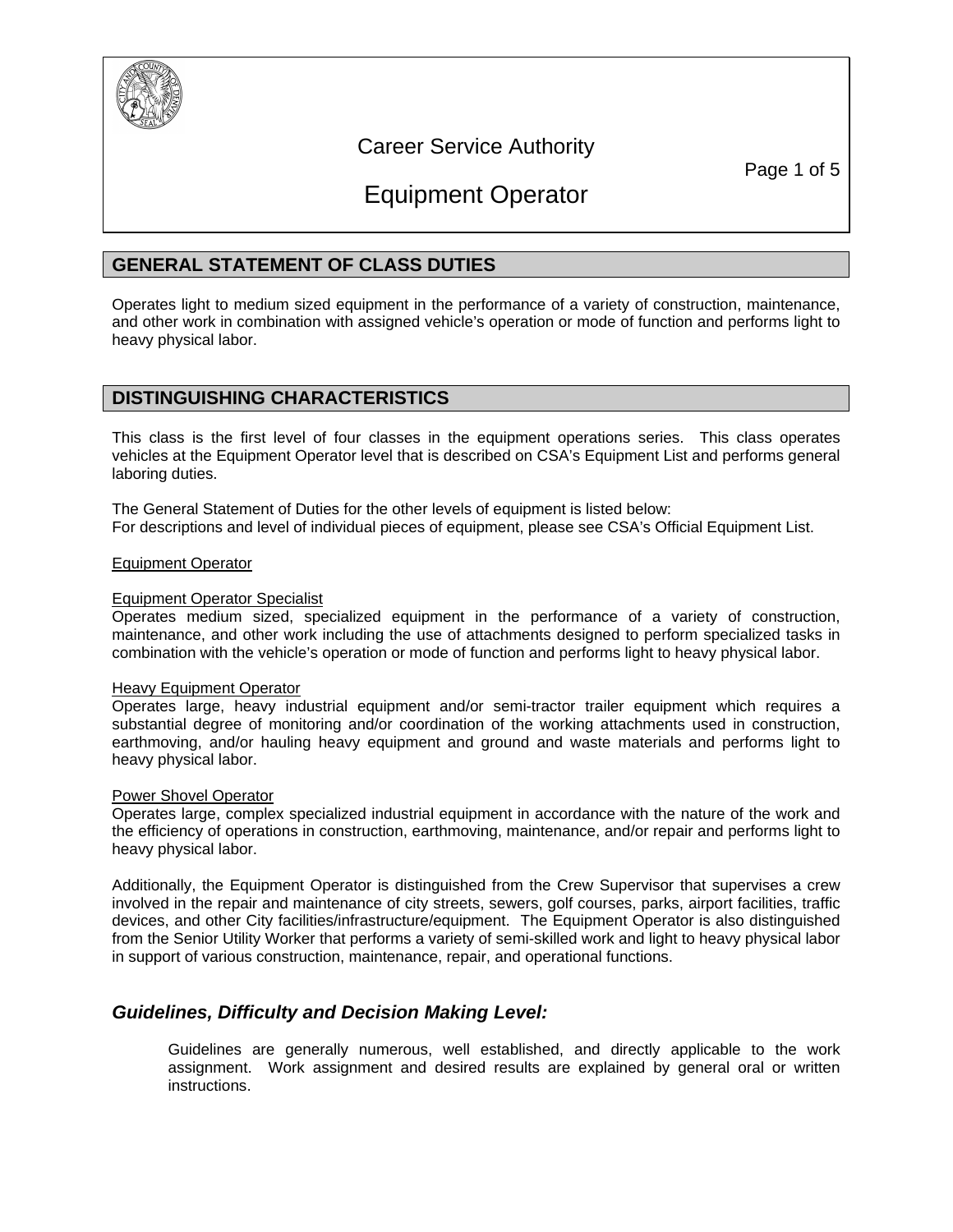# Career Service Authority

# Equipment Operator

## GENERAL STATEMENT OF CLASS DUTIES

Operates light to medium sized equipment in the performance of a variety of construction, maintenance, and other work in combination with assigned vehicle's operation or mode of function and performs light to heavy physical labor.

## DISTINGUISHING CHARACTERISTICS

This class is the first level of four classes in the equipment operations series. This class operates vehicles at the Equipment Operator level that is described on CSA's Equipment List and performs general laboring duties.

The General Statement of Duties for the other levels of equipment is listed below:
For descriptions and level of individual pieces of equipment, please see CSA's Official Equipment List.

Equipment Operator

Equipment Operator Specialist
Operates medium sized, specialized equipment in the performance of a variety of construction, maintenance, and other work including the use of attachments designed to perform specialized tasks in combination with the vehicle's operation or mode of function and performs light to heavy physical labor.

Heavy Equipment Operator
Operates large, heavy industrial equipment and/or semi-tractor trailer equipment which requires a substantial degree of monitoring and/or coordination of the working attachments used in construction, earthmoving, and/or hauling heavy equipment and ground and waste materials and performs light to heavy physical labor.

Power Shovel Operator
Operates large, complex specialized industrial equipment in accordance with the nature of the work and the efficiency of operations in construction, earthmoving, maintenance, and/or repair and performs light to heavy physical labor.

Additionally, the Equipment Operator is distinguished from the Crew Supervisor that supervises a crew involved in the repair and maintenance of city streets, sewers, golf courses, parks, airport facilities, traffic devices, and other City facilities/infrastructure/equipment. The Equipment Operator is also distinguished from the Senior Utility Worker that performs a variety of semi-skilled work and light to heavy physical labor in support of various construction, maintenance, repair, and operational functions.

### *Guidelines, Difficulty and Decision Making Level:*

Guidelines are generally numerous, well established, and directly applicable to the work assignment. Work assignment and desired results are explained by general oral or written instructions.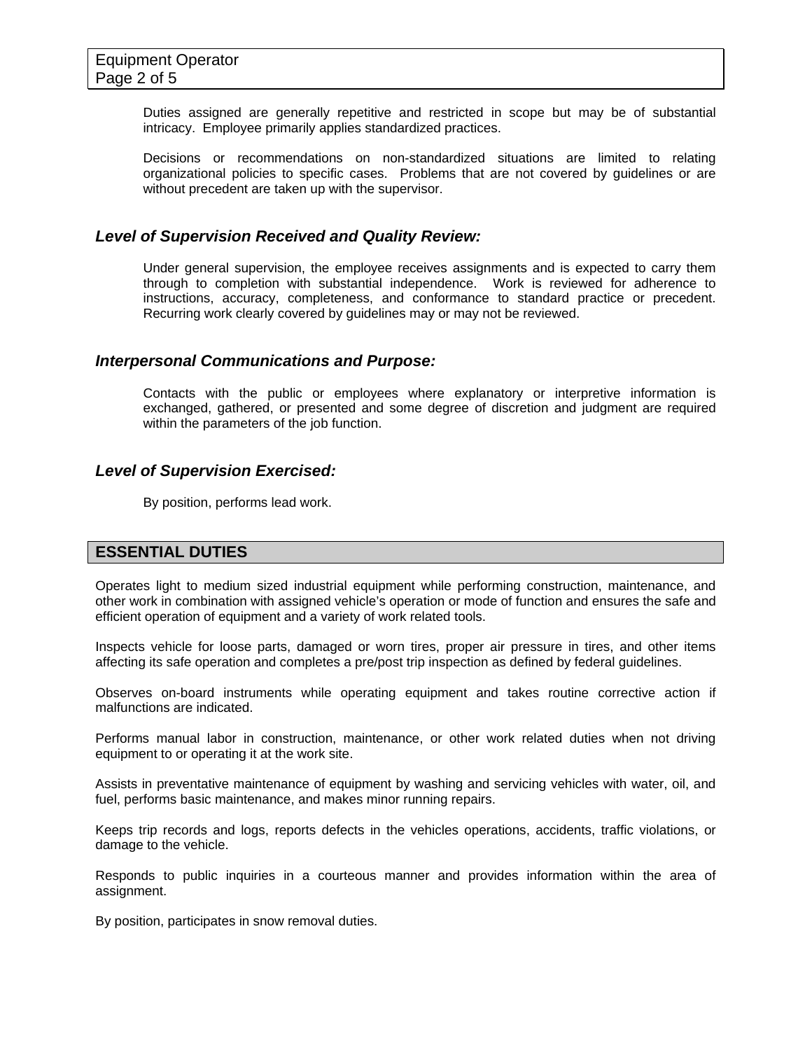Duties assigned are generally repetitive and restricted in scope but may be of substantial intricacy. Employee primarily applies standardized practices.

Decisions or recommendations on non-standardized situations are limited to relating organizational policies to specific cases. Problems that are not covered by guidelines or are without precedent are taken up with the supervisor.

### *Level of Supervision Received and Quality Review:*

Under general supervision, the employee receives assignments and is expected to carry them through to completion with substantial independence. Work is reviewed for adherence to instructions, accuracy, completeness, and conformance to standard practice or precedent. Recurring work clearly covered by guidelines may or may not be reviewed.

### *Interpersonal Communications and Purpose:*

Contacts with the public or employees where explanatory or interpretive information is exchanged, gathered, or presented and some degree of discretion and judgment are required within the parameters of the job function.

### *Level of Supervision Exercised:*

By position, performs lead work.

## ESSENTIAL DUTIES

Operates light to medium sized industrial equipment while performing construction, maintenance, and other work in combination with assigned vehicle's operation or mode of function and ensures the safe and efficient operation of equipment and a variety of work related tools.

Inspects vehicle for loose parts, damaged or worn tires, proper air pressure in tires, and other items affecting its safe operation and completes a pre/post trip inspection as defined by federal guidelines.

Observes on-board instruments while operating equipment and takes routine corrective action if malfunctions are indicated.

Performs manual labor in construction, maintenance, or other work related duties when not driving equipment to or operating it at the work site.

Assists in preventative maintenance of equipment by washing and servicing vehicles with water, oil, and fuel, performs basic maintenance, and makes minor running repairs.

Keeps trip records and logs, reports defects in the vehicles operations, accidents, traffic violations, or damage to the vehicle.

Responds to public inquiries in a courteous manner and provides information within the area of assignment.

By position, participates in snow removal duties.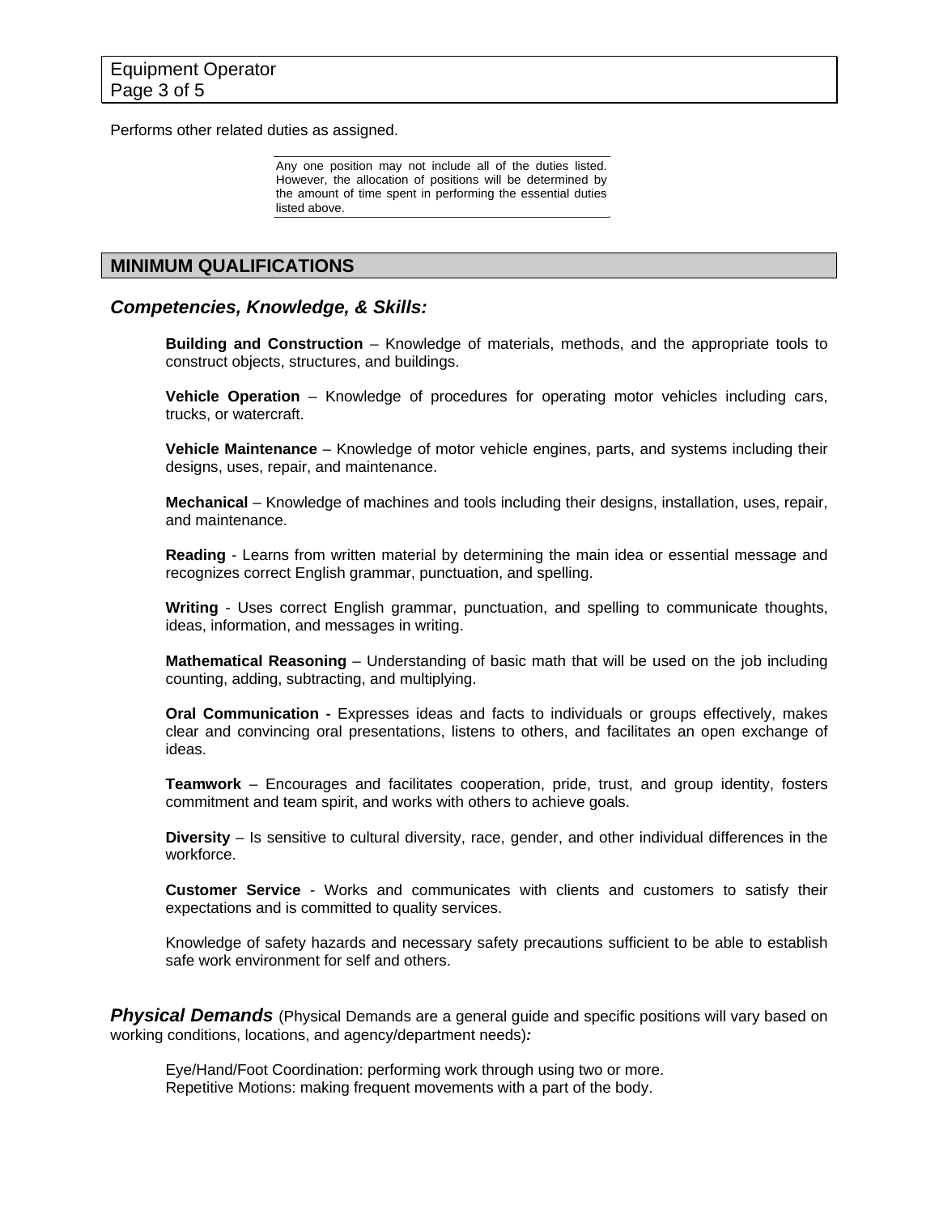Performs other related duties as assigned.

> Any one position may not include all of the duties listed. However, the allocation of positions will be determined by the amount of time spent in performing the essential duties listed above.

## MINIMUM QUALIFICATIONS

### *Competencies, Knowledge, & Skills:*

**Building and Construction** – Knowledge of materials, methods, and the appropriate tools to construct objects, structures, and buildings.

**Vehicle Operation** – Knowledge of procedures for operating motor vehicles including cars, trucks, or watercraft.

**Vehicle Maintenance** – Knowledge of motor vehicle engines, parts, and systems including their designs, uses, repair, and maintenance.

**Mechanical** – Knowledge of machines and tools including their designs, installation, uses, repair, and maintenance.

**Reading** - Learns from written material by determining the main idea or essential message and recognizes correct English grammar, punctuation, and spelling.

**Writing** - Uses correct English grammar, punctuation, and spelling to communicate thoughts, ideas, information, and messages in writing.

**Mathematical Reasoning** – Understanding of basic math that will be used on the job including counting, adding, subtracting, and multiplying.

**Oral Communication -** Expresses ideas and facts to individuals or groups effectively, makes clear and convincing oral presentations, listens to others, and facilitates an open exchange of ideas.

**Teamwork** – Encourages and facilitates cooperation, pride, trust, and group identity, fosters commitment and team spirit, and works with others to achieve goals.

**Diversity** – Is sensitive to cultural diversity, race, gender, and other individual differences in the workforce.

**Customer Service** - Works and communicates with clients and customers to satisfy their expectations and is committed to quality services.

Knowledge of safety hazards and necessary safety precautions sufficient to be able to establish safe work environment for self and others.

***Physical Demands*** (Physical Demands are a general guide and specific positions will vary based on working conditions, locations, and agency/department needs)***:***

Eye/Hand/Foot Coordination: performing work through using two or more.
Repetitive Motions: making frequent movements with a part of the body.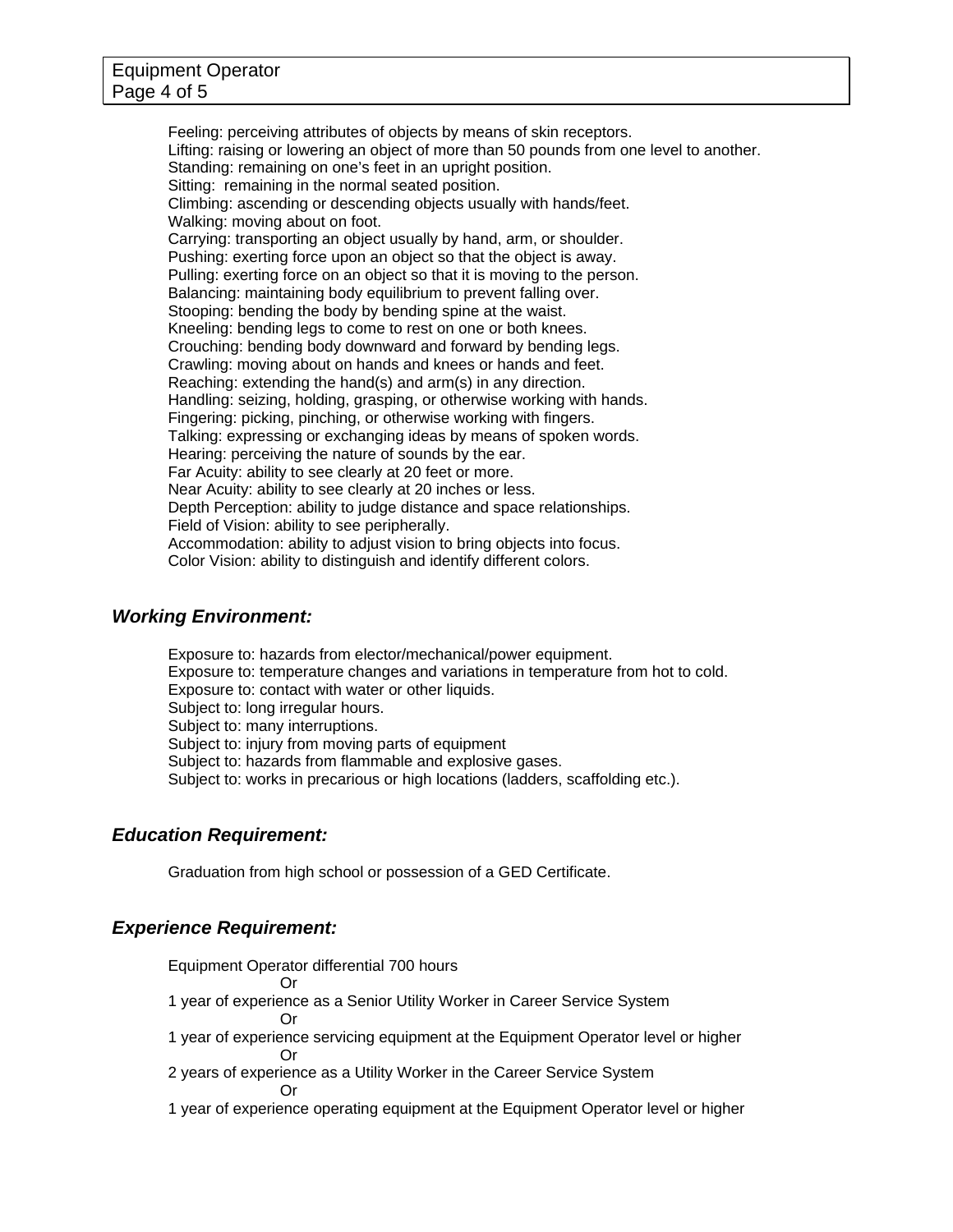Feeling: perceiving attributes of objects by means of skin receptors.
Lifting: raising or lowering an object of more than 50 pounds from one level to another.
Standing: remaining on one's feet in an upright position.
Sitting: remaining in the normal seated position.
Climbing: ascending or descending objects usually with hands/feet.
Walking: moving about on foot.
Carrying: transporting an object usually by hand, arm, or shoulder.
Pushing: exerting force upon an object so that the object is away.
Pulling: exerting force on an object so that it is moving to the person.
Balancing: maintaining body equilibrium to prevent falling over.
Stooping: bending the body by bending spine at the waist.
Kneeling: bending legs to come to rest on one or both knees.
Crouching: bending body downward and forward by bending legs.
Crawling: moving about on hands and knees or hands and feet.
Reaching: extending the hand(s) and arm(s) in any direction.
Handling: seizing, holding, grasping, or otherwise working with hands.
Fingering: picking, pinching, or otherwise working with fingers.
Talking: expressing or exchanging ideas by means of spoken words.
Hearing: perceiving the nature of sounds by the ear.
Far Acuity: ability to see clearly at 20 feet or more.
Near Acuity: ability to see clearly at 20 inches or less.
Depth Perception: ability to judge distance and space relationships.
Field of Vision: ability to see peripherally.
Accommodation: ability to adjust vision to bring objects into focus.
Color Vision: ability to distinguish and identify different colors.

## *Working Environment:*

Exposure to: hazards from elector/mechanical/power equipment.
Exposure to: temperature changes and variations in temperature from hot to cold.
Exposure to: contact with water or other liquids.
Subject to: long irregular hours.
Subject to: many interruptions.
Subject to: injury from moving parts of equipment
Subject to: hazards from flammable and explosive gases.
Subject to: works in precarious or high locations (ladders, scaffolding etc.).

## *Education Requirement:*

Graduation from high school or possession of a GED Certificate.

## *Experience Requirement:*

Equipment Operator differential 700 hours

Or

1 year of experience as a Senior Utility Worker in Career Service System

Or

1 year of experience servicing equipment at the Equipment Operator level or higher

Or

2 years of experience as a Utility Worker in the Career Service System

Or

1 year of experience operating equipment at the Equipment Operator level or higher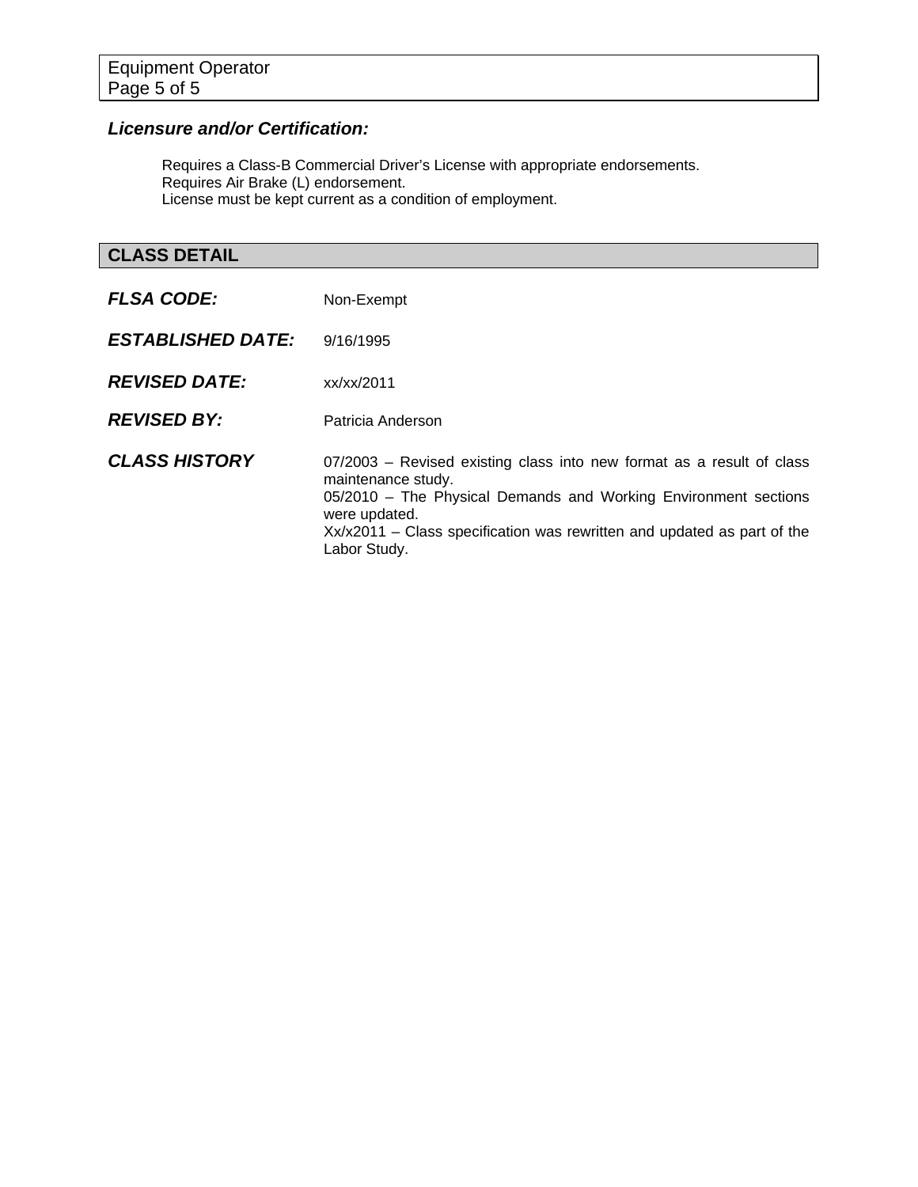### *Licensure and/or Certification:*

Requires a Class-B Commercial Driver's License with appropriate endorsements.
Requires Air Brake (L) endorsement.
License must be kept current as a condition of employment.

## CLASS DETAIL

***FLSA CODE:*** Non-Exempt

***ESTABLISHED DATE:*** 9/16/1995

***REVISED DATE:*** xx/xx/2011

***REVISED BY:*** Patricia Anderson

***CLASS HISTORY***

07/2003 – Revised existing class into new format as a result of class maintenance study.
05/2010 – The Physical Demands and Working Environment sections were updated.
Xx/x2011 – Class specification was rewritten and updated as part of the Labor Study.